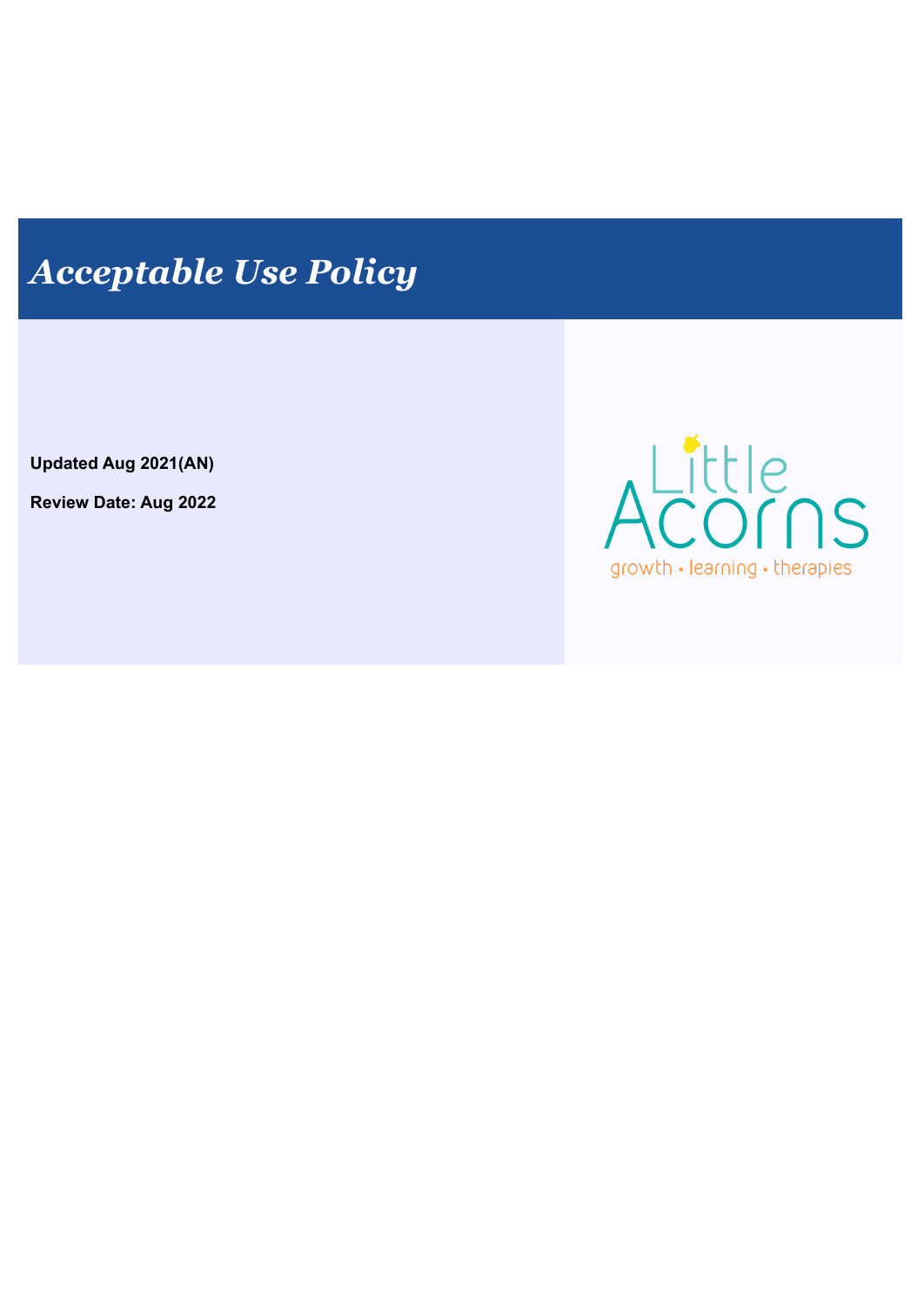# *Acceptable Use Policy*

**Updated Aug 2021(AN)**

**Review Date: Aug 2022**

Little Acorns

growth • learning • therapies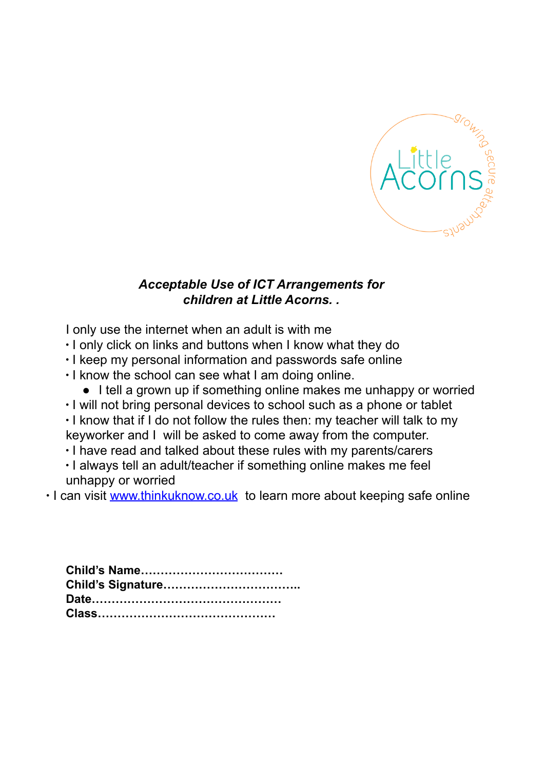***Acceptable Use of ICT Arrangements for children at Little Acorns. .***

I only use the internet when an adult is with me

- I only click on links and buttons when I know what they do
- I keep my personal information and passwords safe online
- I know the school can see what I am doing online.
  - I tell a grown up if something online makes me unhappy or worried
- I will not bring personal devices to school such as a phone or tablet
- I know that if I do not follow the rules then: my teacher will talk to my keyworker and I will be asked to come away from the computer.
- I have read and talked about these rules with my parents/carers
- I always tell an adult/teacher if something online makes me feel unhappy or worried
- I can visit [www.thinkuknow.co.uk](http://www.thinkuknow.co.uk) to learn more about keeping safe online

**Child's Name………………………………**
**Child's Signature……………………………..**
**Date…………………………………………**
**Class………………………………………**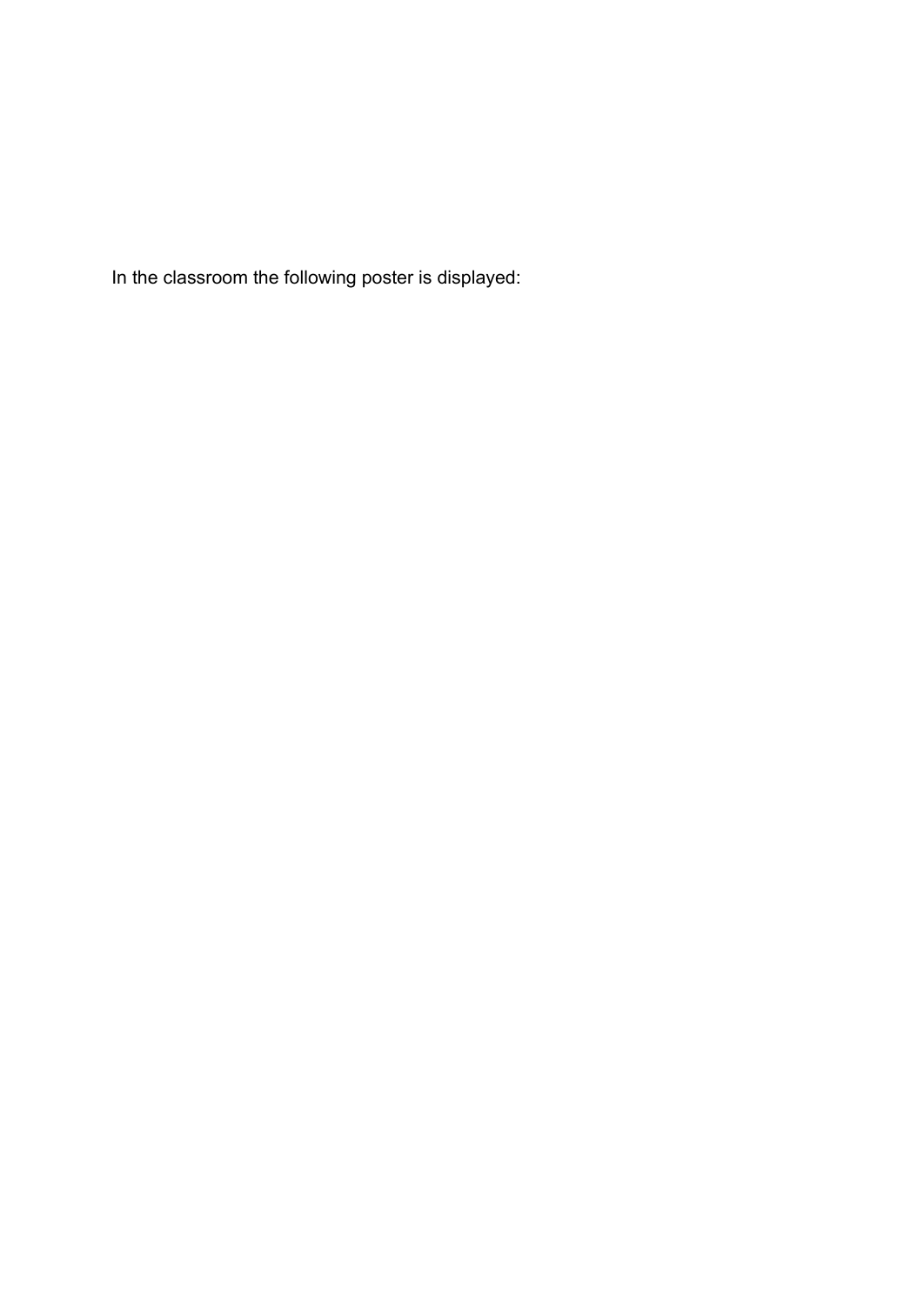In the classroom the following poster is displayed: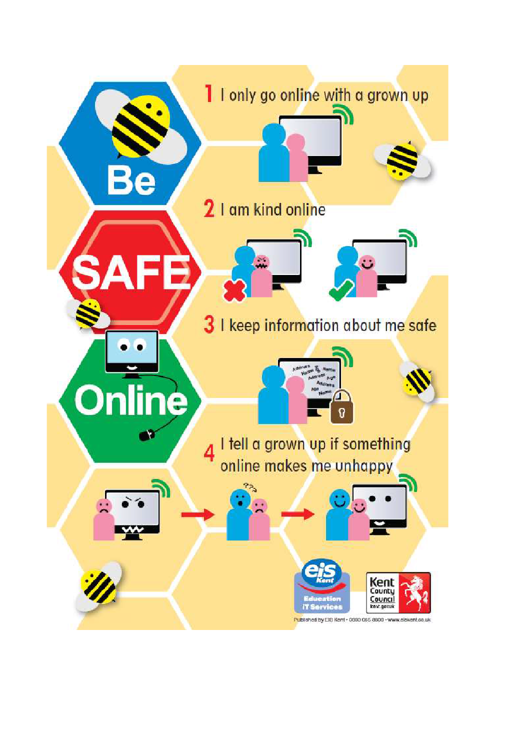# Be SAFE Online

1. I only go online with a grown up
2. I am kind online
3. I keep information about me safe
4. I tell a grown up if something online makes me unhappy

Published by EIS Kent - 0300 065 8800 - www.eiskent.co.uk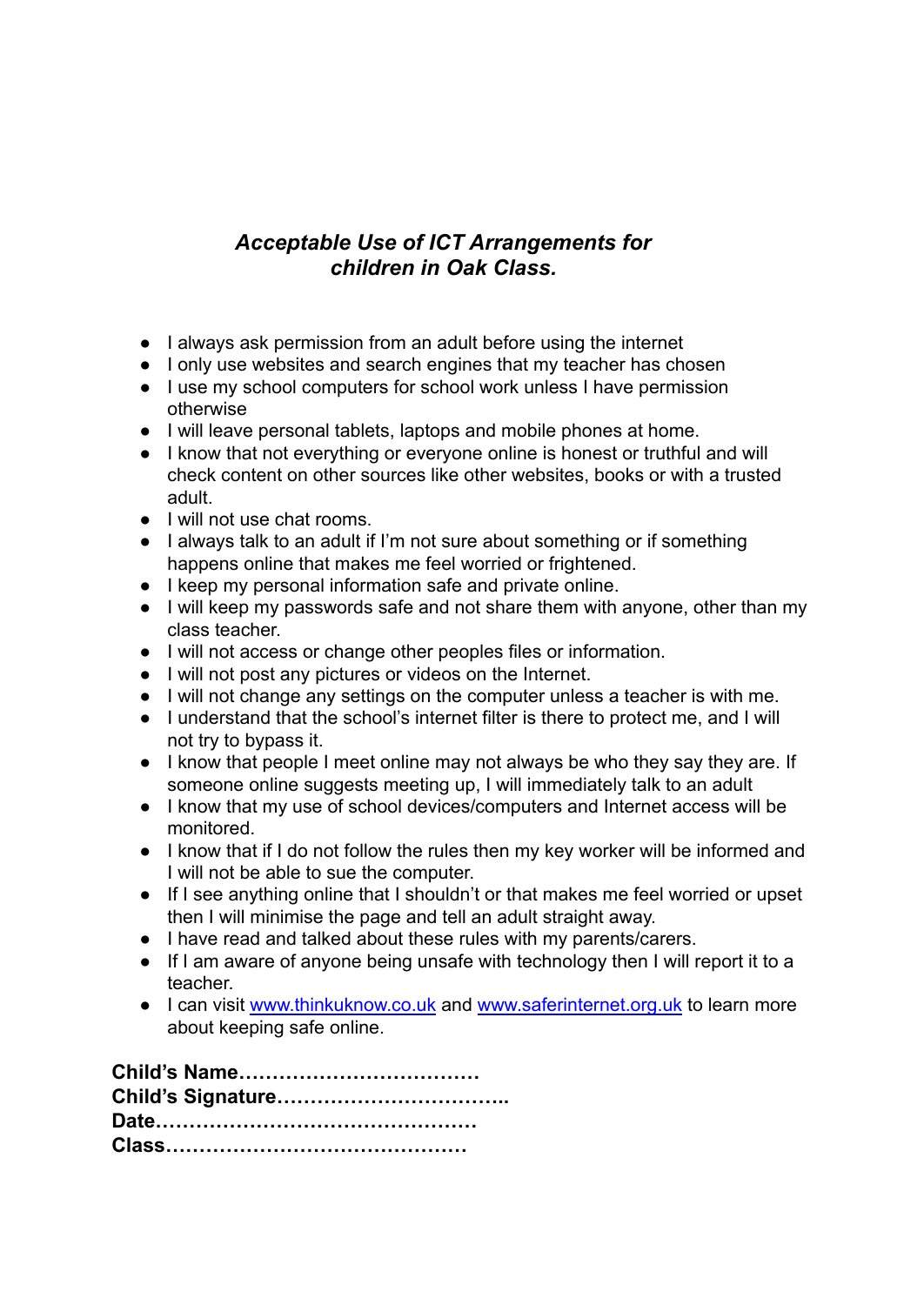# *Acceptable Use of ICT Arrangements for children in Oak Class.*

- I always ask permission from an adult before using the internet
- I only use websites and search engines that my teacher has chosen
- I use my school computers for school work unless I have permission otherwise
- I will leave personal tablets, laptops and mobile phones at home.
- I know that not everything or everyone online is honest or truthful and will check content on other sources like other websites, books or with a trusted adult.
- I will not use chat rooms.
- I always talk to an adult if I'm not sure about something or if something happens online that makes me feel worried or frightened.
- I keep my personal information safe and private online.
- I will keep my passwords safe and not share them with anyone, other than my class teacher.
- I will not access or change other peoples files or information.
- I will not post any pictures or videos on the Internet.
- I will not change any settings on the computer unless a teacher is with me.
- I understand that the school's internet filter is there to protect me, and I will not try to bypass it.
- I know that people I meet online may not always be who they say they are. If someone online suggests meeting up, I will immediately talk to an adult
- I know that my use of school devices/computers and Internet access will be monitored.
- I know that if I do not follow the rules then my key worker will be informed and I will not be able to sue the computer.
- If I see anything online that I shouldn't or that makes me feel worried or upset then I will minimise the page and tell an adult straight away.
- I have read and talked about these rules with my parents/carers.
- If I am aware of anyone being unsafe with technology then I will report it to a teacher.
- I can visit [www.thinkuknow.co.uk](http://www.thinkuknow.co.uk) and [www.saferinternet.org.uk](http://www.saferinternet.org.uk) to learn more about keeping safe online.

**Child's Name………………………………**
**Child's Signature……………………………..**
**Date…………………………………………**
**Class………………………………………**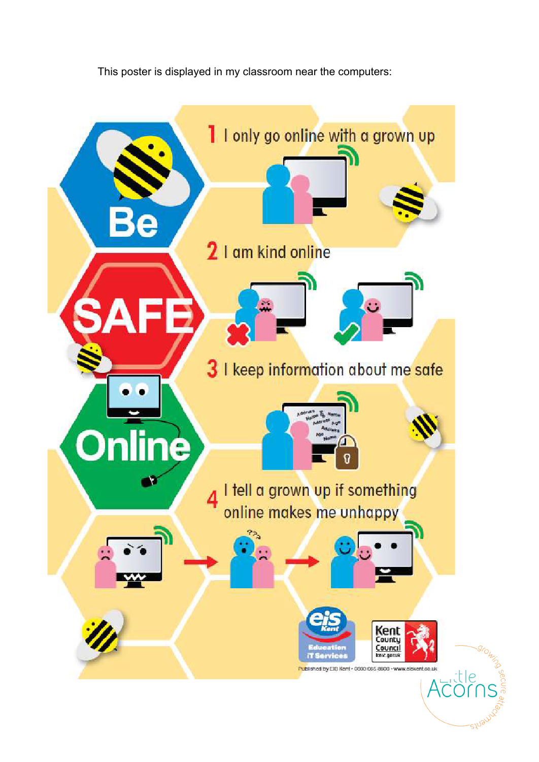This poster is displayed in my classroom near the computers:

# Be SAFE Online

1 I only go online with a grown up

2 I am kind online

3 I keep information about me safe

4 I tell a grown up if something online makes me unhappy

eis Kent Education IT Services

Kent County Council kent.gov.uk

Published by EIS Kent - 0300 065 8800 - www.eiskent.co.uk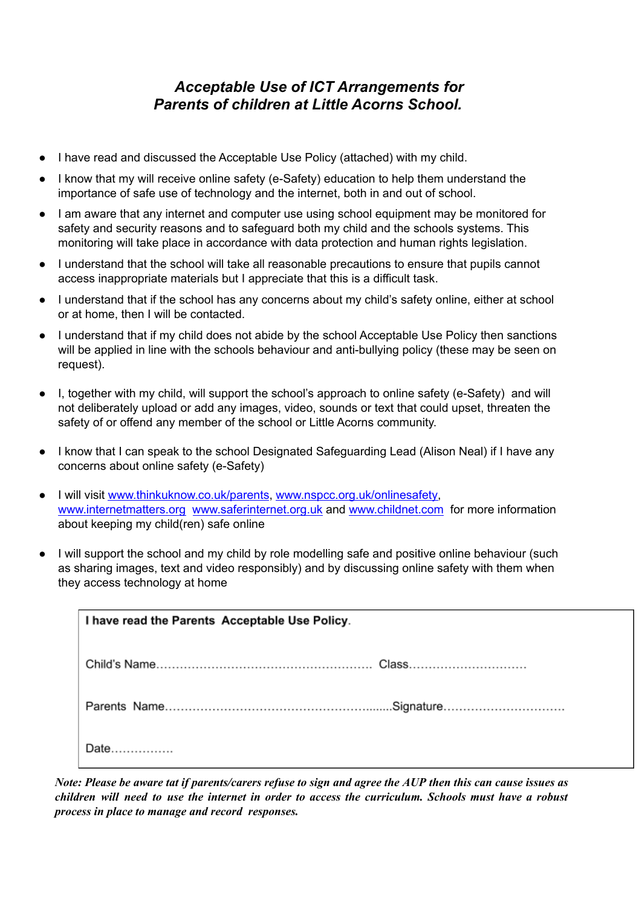## *Acceptable Use of ICT Arrangements for Parents of children at Little Acorns School.*

- I have read and discussed the Acceptable Use Policy (attached) with my child.
- I know that my will receive online safety (e-Safety) education to help them understand the importance of safe use of technology and the internet, both in and out of school.
- I am aware that any internet and computer use using school equipment may be monitored for safety and security reasons and to safeguard both my child and the schools systems. This monitoring will take place in accordance with data protection and human rights legislation.
- I understand that the school will take all reasonable precautions to ensure that pupils cannot access inappropriate materials but I appreciate that this is a difficult task.
- I understand that if the school has any concerns about my child's safety online, either at school or at home, then I will be contacted.
- I understand that if my child does not abide by the school Acceptable Use Policy then sanctions will be applied in line with the schools behaviour and anti-bullying policy (these may be seen on request).
- I, together with my child, will support the school's approach to online safety (e-Safety) and will not deliberately upload or add any images, video, sounds or text that could upset, threaten the safety of or offend any member of the school or Little Acorns community.
- I know that I can speak to the school Designated Safeguarding Lead (Alison Neal) if I have any concerns about online safety (e-Safety)
- I will visit www.thinkuknow.co.uk/parents, www.nspcc.org.uk/onlinesafety, www.internetmatters.org www.saferinternet.org.uk and www.childnet.com for more information about keeping my child(ren) safe online
- I will support the school and my child by role modelling safe and positive online behaviour (such as sharing images, text and video responsibly) and by discussing online safety with them when they access technology at home

**I have read the Parents Acceptable Use Policy.**

Child's Name………………………………………………… Class…………………………

Parents Name…………………………………………….......Signature…………………………

Date…………….

***Note: Please be aware tat if parents/carers refuse to sign and agree the AUP then this can cause issues as children will need to use the internet in order to access the curriculum. Schools must have a robust process in place to manage and record responses.***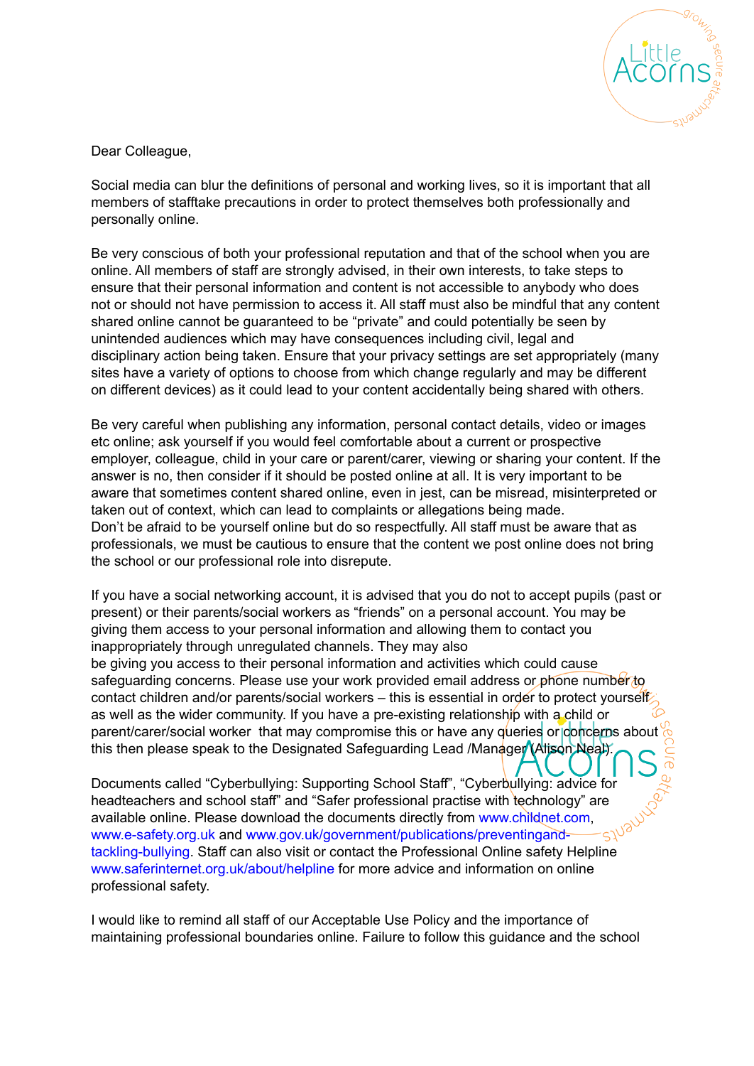Dear Colleague,

Social media can blur the definitions of personal and working lives, so it is important that all members of stafftake precautions in order to protect themselves both professionally and personally online.

Be very conscious of both your professional reputation and that of the school when you are online. All members of staff are strongly advised, in their own interests, to take steps to ensure that their personal information and content is not accessible to anybody who does not or should not have permission to access it. All staff must also be mindful that any content shared online cannot be guaranteed to be "private" and could potentially be seen by unintended audiences which may have consequences including civil, legal and disciplinary action being taken. Ensure that your privacy settings are set appropriately (many sites have a variety of options to choose from which change regularly and may be different on different devices) as it could lead to your content accidentally being shared with others.

Be very careful when publishing any information, personal contact details, video or images etc online; ask yourself if you would feel comfortable about a current or prospective employer, colleague, child in your care or parent/carer, viewing or sharing your content. If the answer is no, then consider if it should be posted online at all. It is very important to be aware that sometimes content shared online, even in jest, can be misread, misinterpreted or taken out of context, which can lead to complaints or allegations being made.
Don't be afraid to be yourself online but do so respectfully. All staff must be aware that as professionals, we must be cautious to ensure that the content we post online does not bring the school or our professional role into disrepute.

If you have a social networking account, it is advised that you do not to accept pupils (past or present) or their parents/social workers as "friends" on a personal account. You may be giving them access to your personal information and allowing them to contact you inappropriately through unregulated channels. They may also
be giving you access to their personal information and activities which could cause safeguarding concerns. Please use your work provided email address or phone number to contact children and/or parents/social workers – this is essential in order to protect yourself as well as the wider community. If you have a pre-existing relationship with a child or parent/carer/social worker that may compromise this or have any queries or concerns about this then please speak to the Designated Safeguarding Lead /Manager (Alison Neal).

Documents called "Cyberbullying: Supporting School Staff", "Cyberbullying: advice for headteachers and school staff" and "Safer professional practise with technology" are available online. Please download the documents directly from www.childnet.com, www.e-safety.org.uk and www.gov.uk/government/publications/preventingand-tackling-bullying. Staff can also visit or contact the Professional Online safety Helpline www.saferinternet.org.uk/about/helpline for more advice and information on online professional safety.

I would like to remind all staff of our Acceptable Use Policy and the importance of maintaining professional boundaries online. Failure to follow this guidance and the school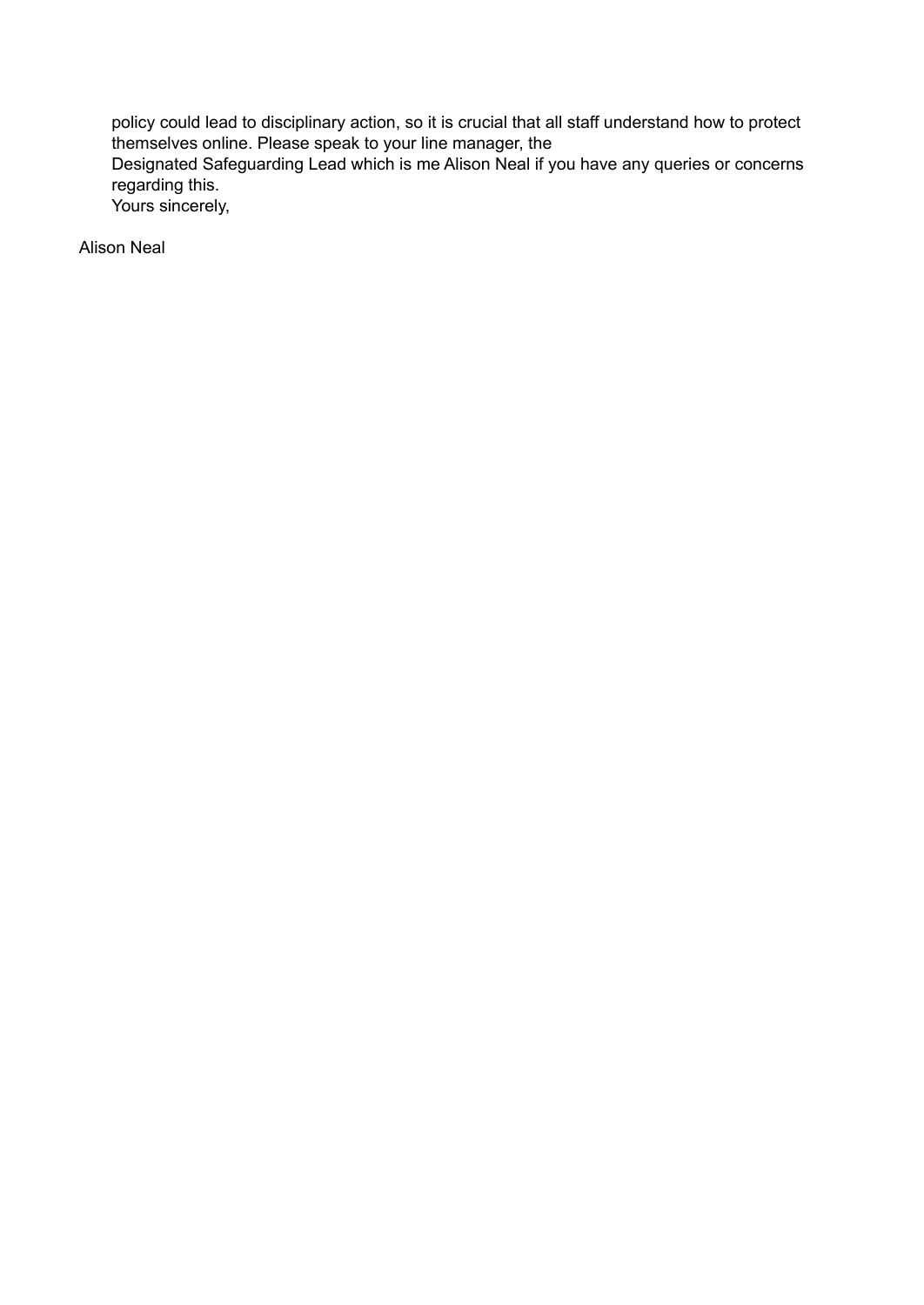policy could lead to disciplinary action, so it is crucial that all staff understand how to protect themselves online. Please speak to your line manager, the Designated Safeguarding Lead which is me Alison Neal if you have any queries or concerns regarding this.

Yours sincerely,

Alison Neal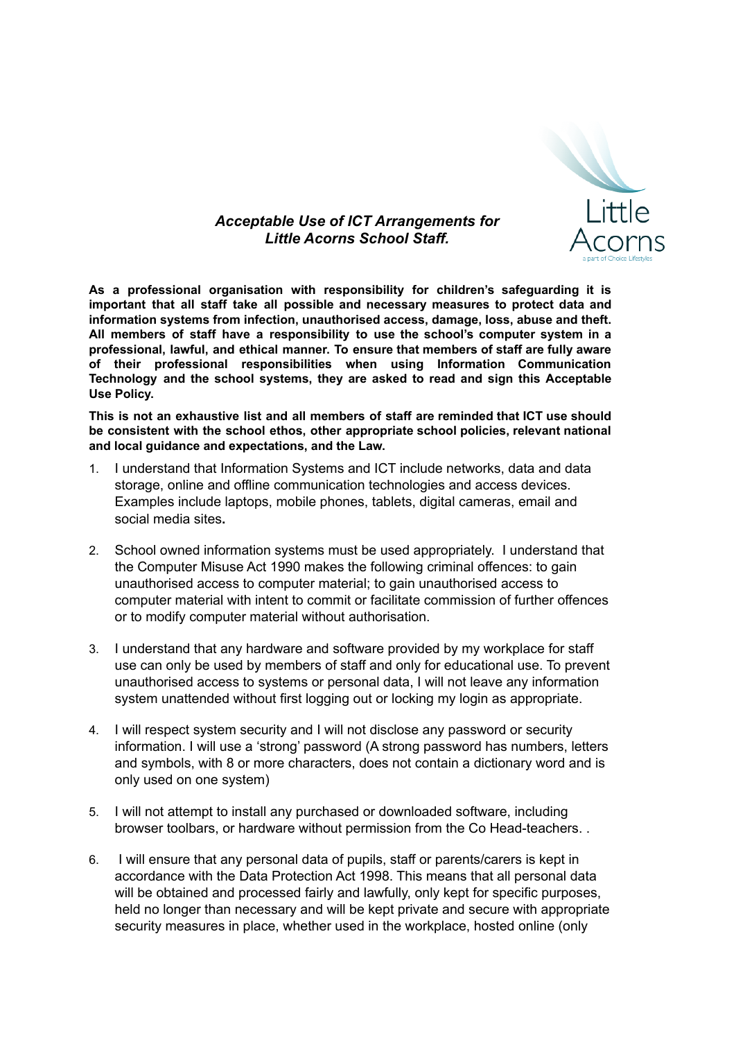### *Acceptable Use of ICT Arrangements for Little Acorns School Staff.*

**As a professional organisation with responsibility for children's safeguarding it is important that all staff take all possible and necessary measures to protect data and information systems from infection, unauthorised access, damage, loss, abuse and theft. All members of staff have a responsibility to use the school's computer system in a professional, lawful, and ethical manner. To ensure that members of staff are fully aware of their professional responsibilities when using Information Communication Technology and the school systems, they are asked to read and sign this Acceptable Use Policy.**

**This is not an exhaustive list and all members of staff are reminded that ICT use should be consistent with the school ethos, other appropriate school policies, relevant national and local guidance and expectations, and the Law.**

1. I understand that Information Systems and ICT include networks, data and data storage, online and offline communication technologies and access devices. Examples include laptops, mobile phones, tablets, digital cameras, email and social media sites**.**

2. School owned information systems must be used appropriately. I understand that the Computer Misuse Act 1990 makes the following criminal offences: to gain unauthorised access to computer material; to gain unauthorised access to computer material with intent to commit or facilitate commission of further offences or to modify computer material without authorisation.

3. I understand that any hardware and software provided by my workplace for staff use can only be used by members of staff and only for educational use. To prevent unauthorised access to systems or personal data, I will not leave any information system unattended without first logging out or locking my login as appropriate.

4. I will respect system security and I will not disclose any password or security information. I will use a 'strong' password (A strong password has numbers, letters and symbols, with 8 or more characters, does not contain a dictionary word and is only used on one system)

5. I will not attempt to install any purchased or downloaded software, including browser toolbars, or hardware without permission from the Co Head-teachers. .

6. I will ensure that any personal data of pupils, staff or parents/carers is kept in accordance with the Data Protection Act 1998. This means that all personal data will be obtained and processed fairly and lawfully, only kept for specific purposes, held no longer than necessary and will be kept private and secure with appropriate security measures in place, whether used in the workplace, hosted online (only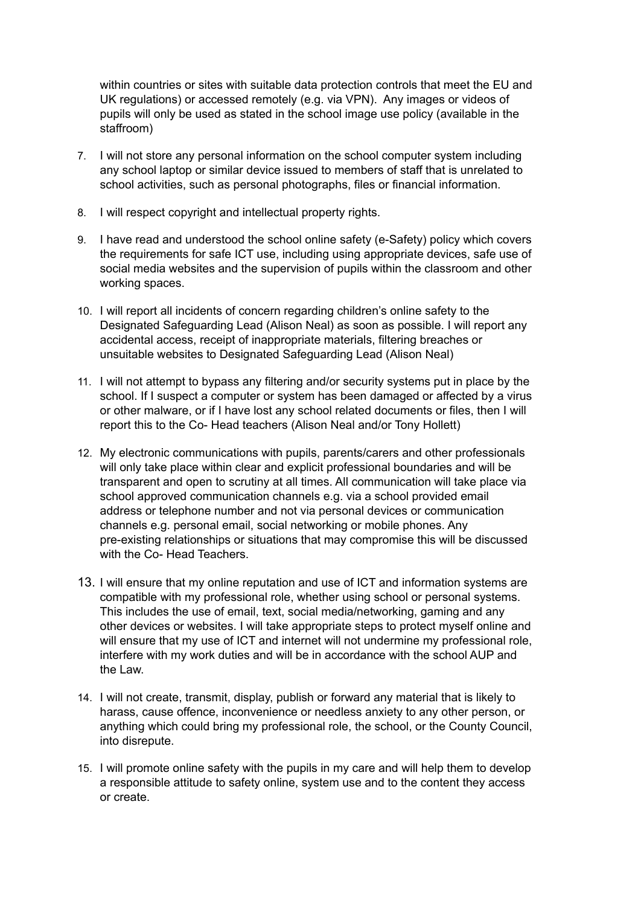within countries or sites with suitable data protection controls that meet the EU and UK regulations) or accessed remotely (e.g. via VPN). Any images or videos of pupils will only be used as stated in the school image use policy (available in the staffroom)

7. I will not store any personal information on the school computer system including any school laptop or similar device issued to members of staff that is unrelated to school activities, such as personal photographs, files or financial information.

8. I will respect copyright and intellectual property rights.

9. I have read and understood the school online safety (e-Safety) policy which covers the requirements for safe ICT use, including using appropriate devices, safe use of social media websites and the supervision of pupils within the classroom and other working spaces.

10. I will report all incidents of concern regarding children's online safety to the Designated Safeguarding Lead (Alison Neal) as soon as possible. I will report any accidental access, receipt of inappropriate materials, filtering breaches or unsuitable websites to Designated Safeguarding Lead (Alison Neal)

11. I will not attempt to bypass any filtering and/or security systems put in place by the school. If I suspect a computer or system has been damaged or affected by a virus or other malware, or if I have lost any school related documents or files, then I will report this to the Co- Head teachers (Alison Neal and/or Tony Hollett)

12. My electronic communications with pupils, parents/carers and other professionals will only take place within clear and explicit professional boundaries and will be transparent and open to scrutiny at all times. All communication will take place via school approved communication channels e.g. via a school provided email address or telephone number and not via personal devices or communication channels e.g. personal email, social networking or mobile phones. Any pre-existing relationships or situations that may compromise this will be discussed with the Co- Head Teachers.

13. I will ensure that my online reputation and use of ICT and information systems are compatible with my professional role, whether using school or personal systems. This includes the use of email, text, social media/networking, gaming and any other devices or websites. I will take appropriate steps to protect myself online and will ensure that my use of ICT and internet will not undermine my professional role, interfere with my work duties and will be in accordance with the school AUP and the Law.

14. I will not create, transmit, display, publish or forward any material that is likely to harass, cause offence, inconvenience or needless anxiety to any other person, or anything which could bring my professional role, the school, or the County Council, into disrepute.

15. I will promote online safety with the pupils in my care and will help them to develop a responsible attitude to safety online, system use and to the content they access or create.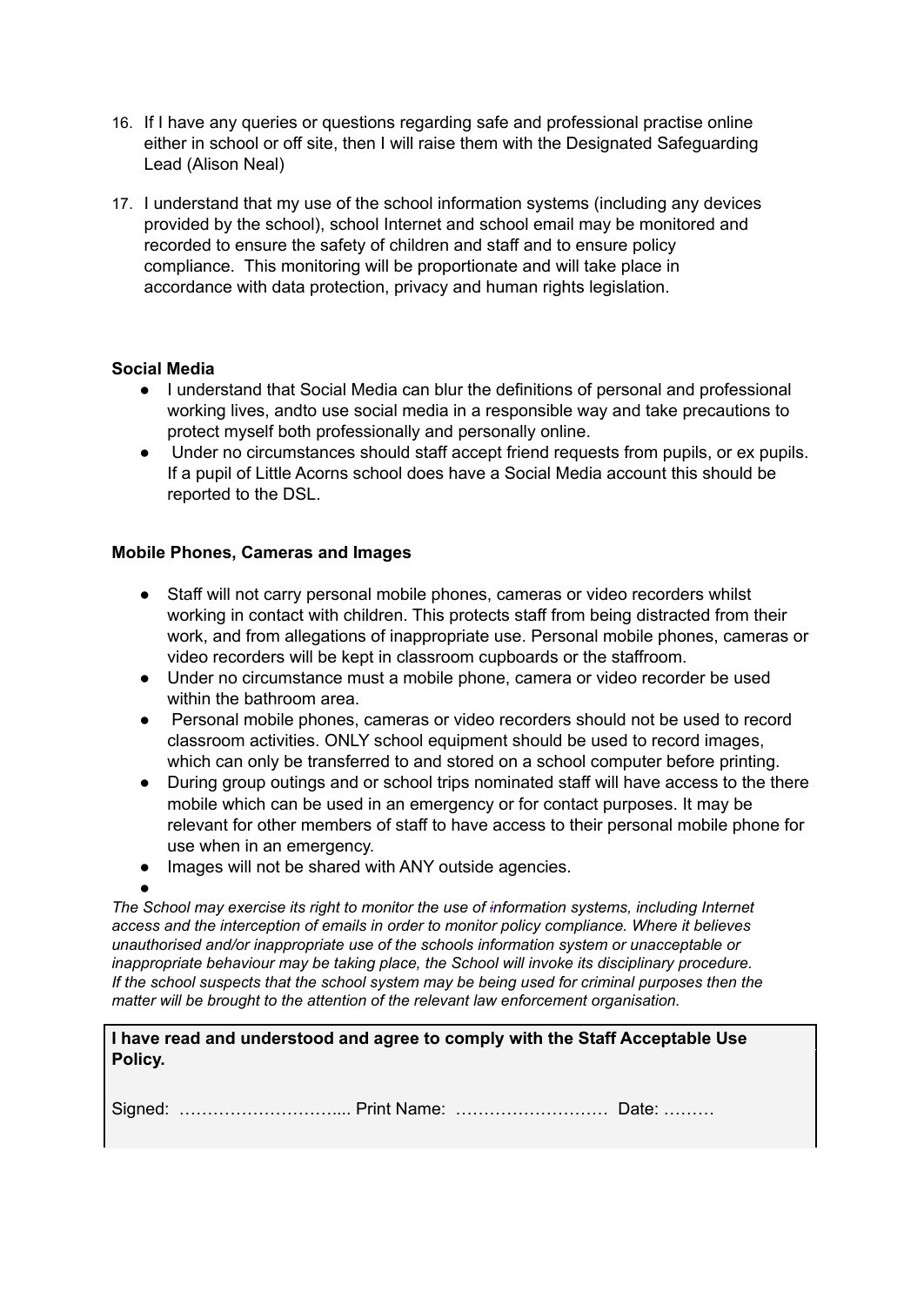16. If I have any queries or questions regarding safe and professional practise online either in school or off site, then I will raise them with the Designated Safeguarding Lead (Alison Neal)
17. I understand that my use of the school information systems (including any devices provided by the school), school Internet and school email may be monitored and recorded to ensure the safety of children and staff and to ensure policy compliance. This monitoring will be proportionate and will take place in accordance with data protection, privacy and human rights legislation.

**Social Media**

- I understand that Social Media can blur the definitions of personal and professional working lives, andto use social media in a responsible way and take precautions to protect myself both professionally and personally online.
- Under no circumstances should staff accept friend requests from pupils, or ex pupils. If a pupil of Little Acorns school does have a Social Media account this should be reported to the DSL.

**Mobile Phones, Cameras and Images**

- Staff will not carry personal mobile phones, cameras or video recorders whilst working in contact with children. This protects staff from being distracted from their work, and from allegations of inappropriate use. Personal mobile phones, cameras or video recorders will be kept in classroom cupboards or the staffroom.
- Under no circumstance must a mobile phone, camera or video recorder be used within the bathroom area.
- Personal mobile phones, cameras or video recorders should not be used to record classroom activities. ONLY school equipment should be used to record images, which can only be transferred to and stored on a school computer before printing.
- During group outings and or school trips nominated staff will have access to the there mobile which can be used in an emergency or for contact purposes. It may be relevant for other members of staff to have access to their personal mobile phone for use when in an emergency.
- Images will not be shared with ANY outside agencies.

*The School may exercise its right to monitor the use of information systems, including Internet access and the interception of emails in order to monitor policy compliance. Where it believes unauthorised and/or inappropriate use of the schools information system or unacceptable or inappropriate behaviour may be taking place, the School will invoke its disciplinary procedure. If the school suspects that the school system may be being used for criminal purposes then the matter will be brought to the attention of the relevant law enforcement organisation.*

**I have read and understood and agree to comply with the Staff Acceptable Use Policy.**

Signed: ………………………... Print Name: ……………………… Date: ………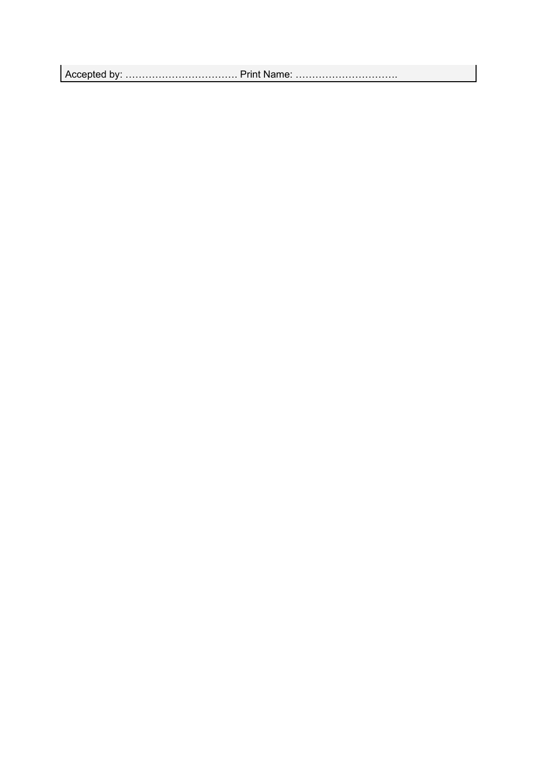Accepted by: ……………………………. Print Name: ………………………….